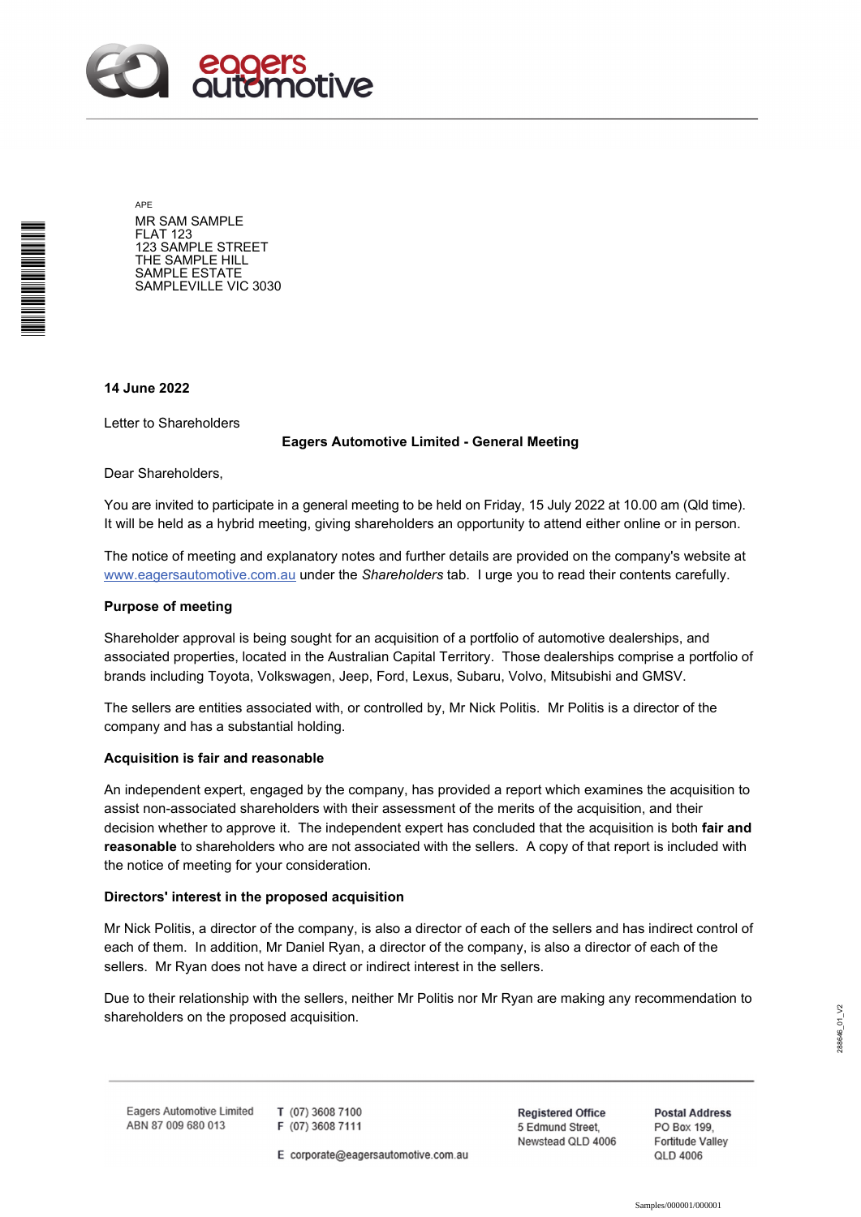eagers automotive

APE
MR SAM SAMPLE
FLAT 123
123 SAMPLE STREET
THE SAMPLE HILL
SAMPLE ESTATE
SAMPLEVILLE VIC 3030

**14 June 2022**

Letter to Shareholders

**Eagers Automotive Limited - General Meeting**

Dear Shareholders,

You are invited to participate in a general meeting to be held on Friday, 15 July 2022 at 10.00 am (Qld time). It will be held as a hybrid meeting, giving shareholders an opportunity to attend either online or in person.

The notice of meeting and explanatory notes and further details are provided on the company's website at www.eagersautomotive.com.au under the *Shareholders* tab. I urge you to read their contents carefully.

**Purpose of meeting**

Shareholder approval is being sought for an acquisition of a portfolio of automotive dealerships, and associated properties, located in the Australian Capital Territory. Those dealerships comprise a portfolio of brands including Toyota, Volkswagen, Jeep, Ford, Lexus, Subaru, Volvo, Mitsubishi and GMSV.

The sellers are entities associated with, or controlled by, Mr Nick Politis. Mr Politis is a director of the company and has a substantial holding.

**Acquisition is fair and reasonable**

An independent expert, engaged by the company, has provided a report which examines the acquisition to assist non-associated shareholders with their assessment of the merits of the acquisition, and their decision whether to approve it. The independent expert has concluded that the acquisition is both **fair and reasonable** to shareholders who are not associated with the sellers. A copy of that report is included with the notice of meeting for your consideration.

**Directors' interest in the proposed acquisition**

Mr Nick Politis, a director of the company, is also a director of each of the sellers and has indirect control of each of them. In addition, Mr Daniel Ryan, a director of the company, is also a director of each of the sellers. Mr Ryan does not have a direct or indirect interest in the sellers.

Due to their relationship with the sellers, neither Mr Politis nor Mr Ryan are making any recommendation to shareholders on the proposed acquisition.

Eagers Automotive Limited
ABN 87 009 680 013

T (07) 3608 7100
F (07) 3608 7111
E corporate@eagersautomotive.com.au

**Registered Office**
5 Edmund Street,
Newstead QLD 4006

**Postal Address**
PO Box 199,
Fortitude Valley
QLD 4006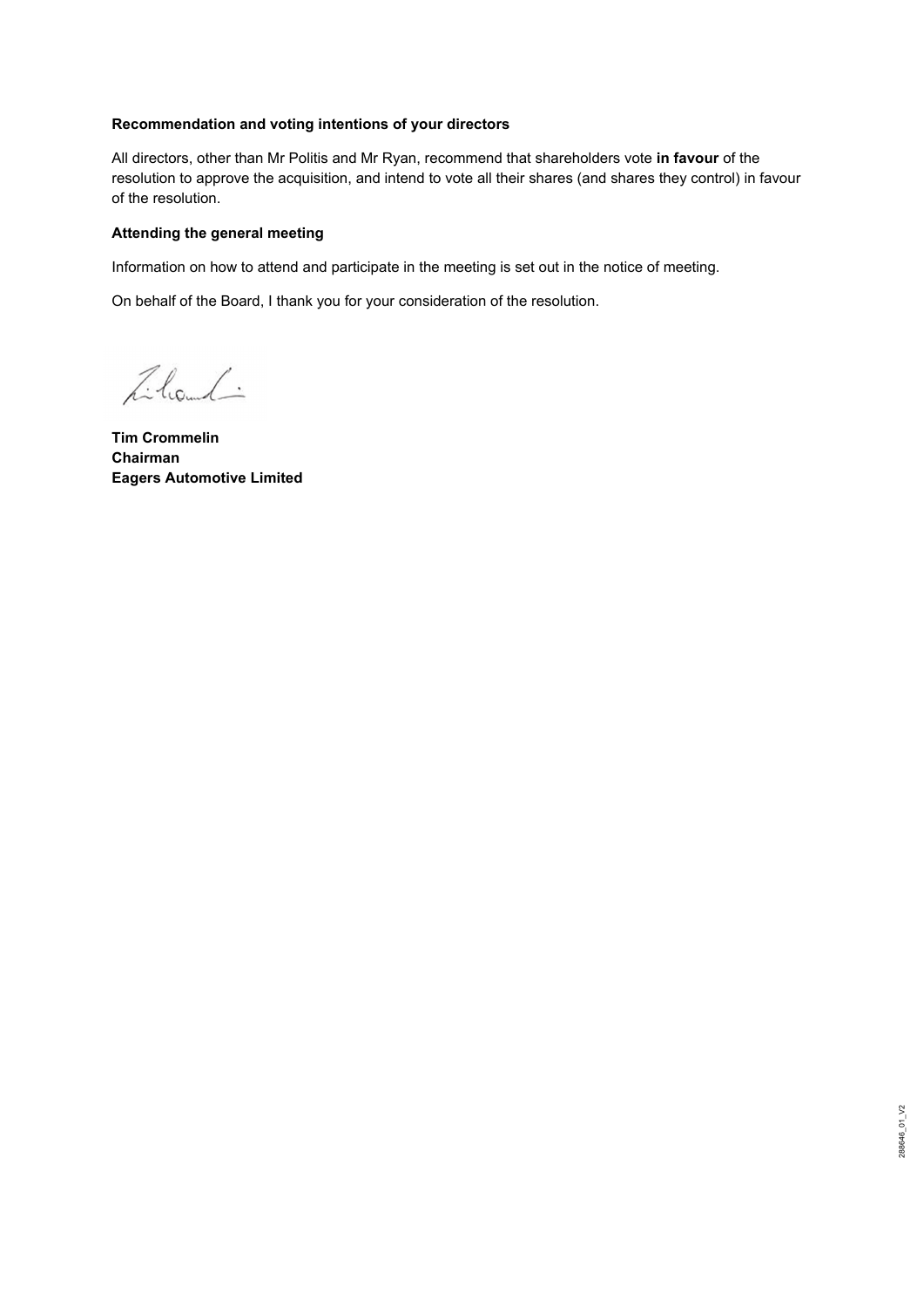**Recommendation and voting intentions of your directors**

All directors, other than Mr Politis and Mr Ryan, recommend that shareholders vote **in favour** of the resolution to approve the acquisition, and intend to vote all their shares (and shares they control) in favour of the resolution.

**Attending the general meeting**

Information on how to attend and participate in the meeting is set out in the notice of meeting.

On behalf of the Board, I thank you for your consideration of the resolution.

**Tim Crommelin**
**Chairman**
**Eagers Automotive Limited**

288646_01_V2